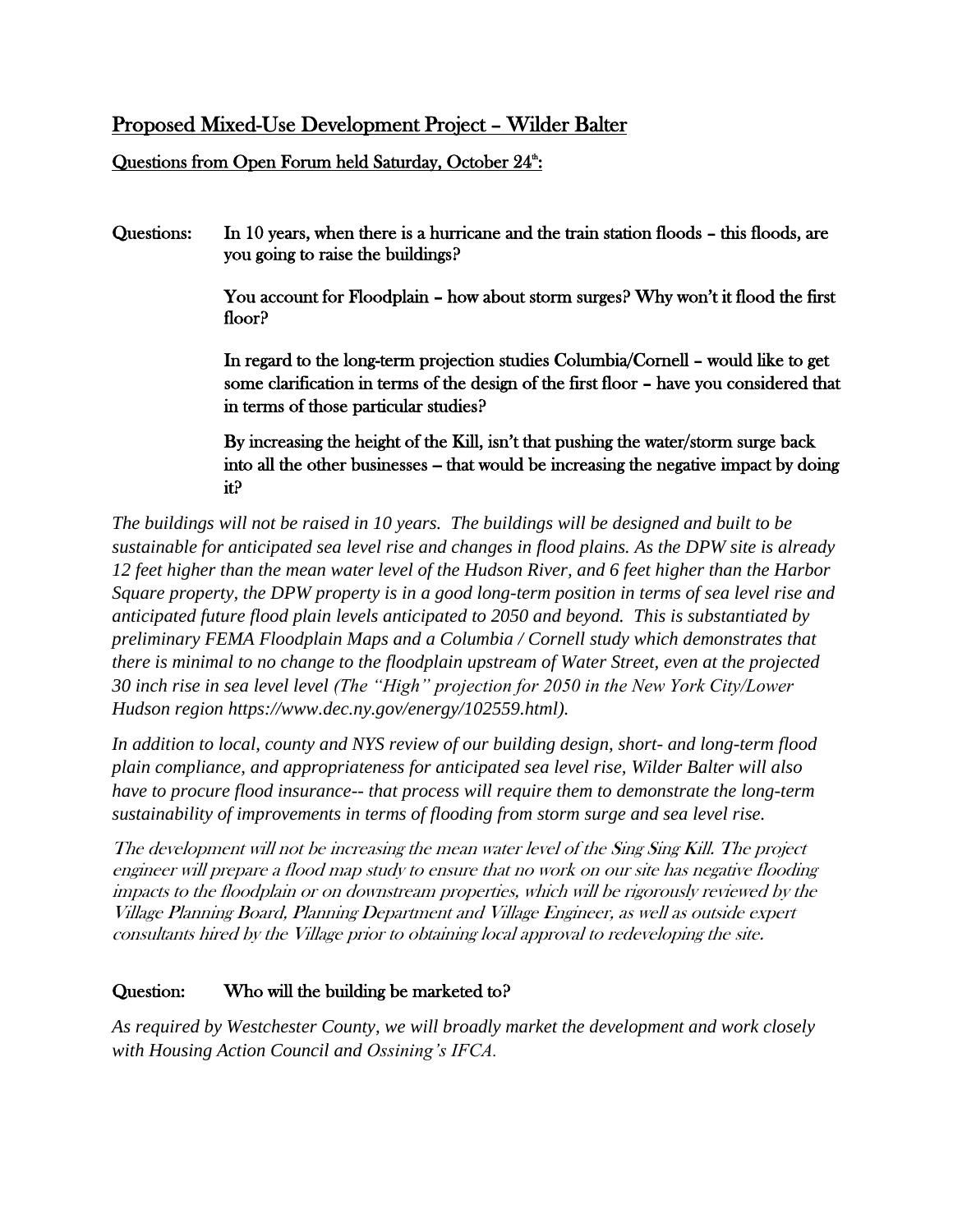## Proposed Mixed-Use Development Project – Wilder Balter

### Questions from Open Forum held Saturday, October 24th:

**Questions:** In 10 years, when there is a hurricane and the train station floods – this floods, are you going to raise the buildings?

You account for Floodplain – how about storm surges? Why won't it flood the first floor?

In regard to the long-term projection studies Columbia/Cornell – would like to get some clarification in terms of the design of the first floor – have you considered that in terms of those particular studies?

By increasing the height of the Kill, isn't that pushing the water/storm surge back into all the other businesses – that would be increasing the negative impact by doing it?

*The buildings will not be raised in 10 years. The buildings will be designed and built to be sustainable for anticipated sea level rise and changes in flood plains. As the DPW site is already 12 feet higher than the mean water level of the Hudson River, and 6 feet higher than the Harbor Square property, the DPW property is in a good long-term position in terms of sea level rise and anticipated future flood plain levels anticipated to 2050 and beyond. This is substantiated by preliminary FEMA Floodplain Maps and a Columbia / Cornell study which demonstrates that there is minimal to no change to the floodplain upstream of Water Street, even at the projected 30 inch rise in sea level level (The "High" projection for 2050 in the New York City/Lower Hudson region https://www.dec.ny.gov/energy/102559.html).*

*In addition to local, county and NYS review of our building design, short- and long-term flood plain compliance, and appropriateness for anticipated sea level rise, Wilder Balter will also have to procure flood insurance-- that process will require them to demonstrate the long-term sustainability of improvements in terms of flooding from storm surge and sea level rise.*

*The development will not be increasing the mean water level of the Sing Sing Kill. The project engineer will prepare a flood map study to ensure that no work on our site has negative flooding impacts to the floodplain or on downstream properties, which will be rigorously reviewed by the Village Planning Board, Planning Department and Village Engineer, as well as outside expert consultants hired by the Village prior to obtaining local approval to redeveloping the site.*

**Question:** Who will the building be marketed to?

*As required by Westchester County, we will broadly market the development and work closely with Housing Action Council and Ossining's IFCA.*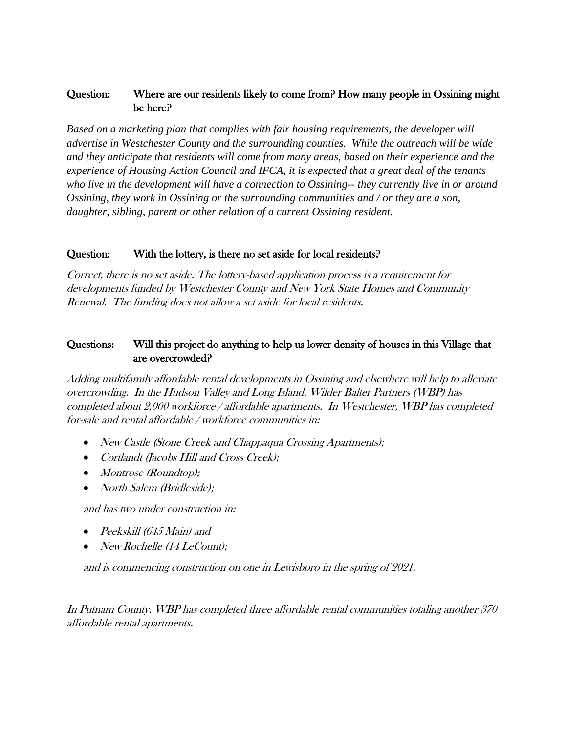**Question:** **Where are our residents likely to come from? How many people in Ossining might be here?**

*Based on a marketing plan that complies with fair housing requirements, the developer will advertise in Westchester County and the surrounding counties. While the outreach will be wide and they anticipate that residents will come from many areas, based on their experience and the experience of Housing Action Council and IFCA, it is expected that a great deal of the tenants who live in the development will have a connection to Ossining-- they currently live in or around Ossining, they work in Ossining or the surrounding communities and / or they are a son, daughter, sibling, parent or other relation of a current Ossining resident.*

**Question:** **With the lottery, is there no set aside for local residents?**

*Correct, there is no set aside. The lottery-based application process is a requirement for developments funded by Westchester County and New York State Homes and Community Renewal. The funding does not allow a set aside for local residents.*

**Questions:** **Will this project do anything to help us lower density of houses in this Village that are overcrowded?**

*Adding multifamily affordable rental developments in Ossining and elsewhere will help to alleviate overcrowding. In the Hudson Valley and Long Island, Wilder Balter Partners (WBP) has completed about 2,000 workforce / affordable apartments. In Westchester, WBP has completed for-sale and rental affordable / workforce communities in:*

- *New Castle (Stone Creek and Chappaqua Crossing Apartments);*
- *Cortlandt (Jacobs Hill and Cross Creek);*
- *Montrose (Roundtop);*
- *North Salem (Bridleside);*

*and has two under construction in:*

- *Peekskill (645 Main) and*
- *New Rochelle (14 LeCount);*

*and is commencing construction on one in Lewisboro in the spring of 2021.*

*In Putnam County, WBP has completed three affordable rental communities totaling another 370 affordable rental apartments.*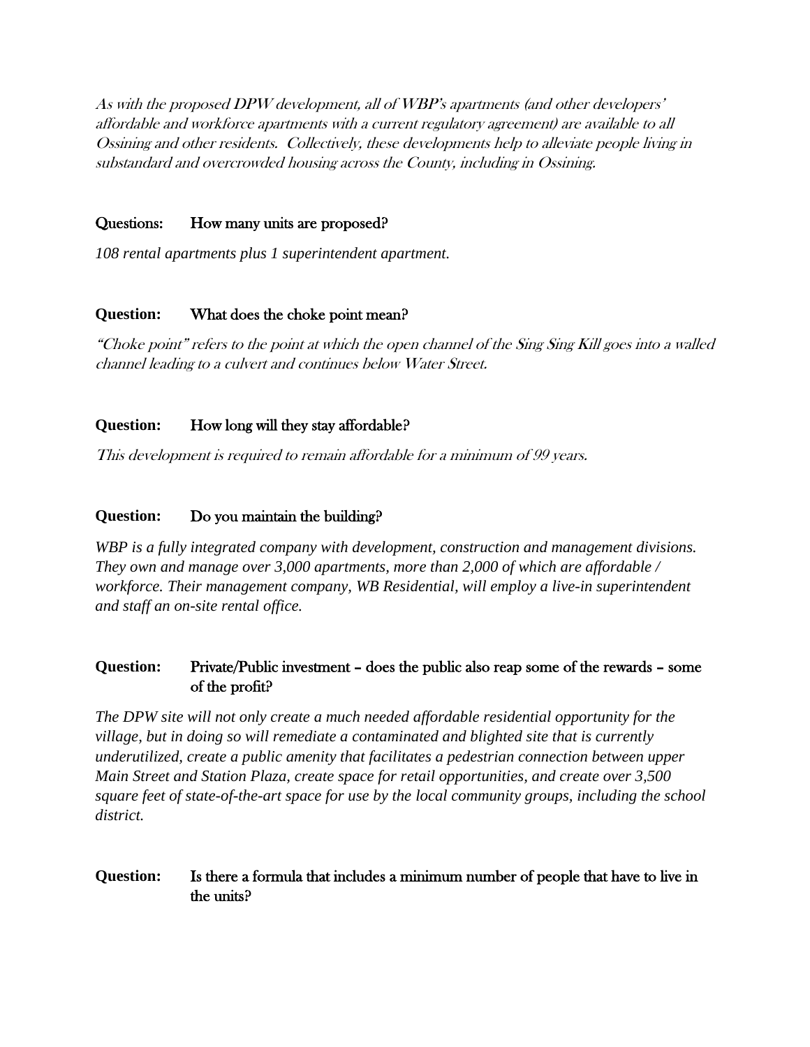*As with the proposed DPW development, all of WBP's apartments (and other developers' affordable and workforce apartments with a current regulatory agreement) are available to all Ossining and other residents. Collectively, these developments help to alleviate people living in substandard and overcrowded housing across the County, including in Ossining.*

**Questions:** How many units are proposed?

*108 rental apartments plus 1 superintendent apartment.*

**Question:** What does the choke point mean?

*"Choke point" refers to the point at which the open channel of the Sing Sing Kill goes into a walled channel leading to a culvert and continues below Water Street.*

**Question:** How long will they stay affordable?

*This development is required to remain affordable for a minimum of 99 years.*

**Question:** Do you maintain the building?

*WBP is a fully integrated company with development, construction and management divisions. They own and manage over 3,000 apartments, more than 2,000 of which are affordable / workforce. Their management company, WB Residential, will employ a live-in superintendent and staff an on-site rental office.*

**Question:** Private/Public investment – does the public also reap some of the rewards – some of the profit?

*The DPW site will not only create a much needed affordable residential opportunity for the village, but in doing so will remediate a contaminated and blighted site that is currently underutilized, create a public amenity that facilitates a pedestrian connection between upper Main Street and Station Plaza, create space for retail opportunities, and create over 3,500 square feet of state-of-the-art space for use by the local community groups, including the school district.*

**Question:** Is there a formula that includes a minimum number of people that have to live in the units?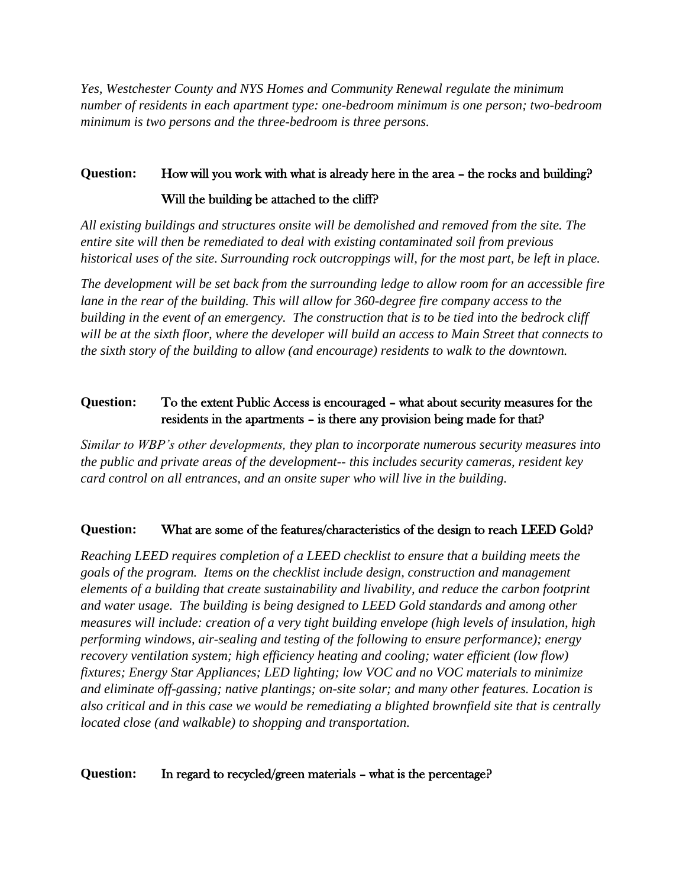*Yes, Westchester County and NYS Homes and Community Renewal regulate the minimum number of residents in each apartment type: one-bedroom minimum is one person; two-bedroom minimum is two persons and the three-bedroom is three persons.*

**Question:** How will you work with what is already here in the area – the rocks and building? Will the building be attached to the cliff?

*All existing buildings and structures onsite will be demolished and removed from the site. The entire site will then be remediated to deal with existing contaminated soil from previous historical uses of the site. Surrounding rock outcroppings will, for the most part, be left in place.*

*The development will be set back from the surrounding ledge to allow room for an accessible fire lane in the rear of the building. This will allow for 360-degree fire company access to the building in the event of an emergency. The construction that is to be tied into the bedrock cliff will be at the sixth floor, where the developer will build an access to Main Street that connects to the sixth story of the building to allow (and encourage) residents to walk to the downtown.*

**Question:** To the extent Public Access is encouraged – what about security measures for the residents in the apartments – is there any provision being made for that?

*Similar to WBP's other developments, they plan to incorporate numerous security measures into the public and private areas of the development-- this includes security cameras, resident key card control on all entrances, and an onsite super who will live in the building.*

**Question:** What are some of the features/characteristics of the design to reach LEED Gold?

*Reaching LEED requires completion of a LEED checklist to ensure that a building meets the goals of the program. Items on the checklist include design, construction and management elements of a building that create sustainability and livability, and reduce the carbon footprint and water usage. The building is being designed to LEED Gold standards and among other measures will include: creation of a very tight building envelope (high levels of insulation, high performing windows, air-sealing and testing of the following to ensure performance); energy recovery ventilation system; high efficiency heating and cooling; water efficient (low flow) fixtures; Energy Star Appliances; LED lighting; low VOC and no VOC materials to minimize and eliminate off-gassing; native plantings; on-site solar; and many other features. Location is also critical and in this case we would be remediating a blighted brownfield site that is centrally located close (and walkable) to shopping and transportation.*

**Question:** In regard to recycled/green materials – what is the percentage?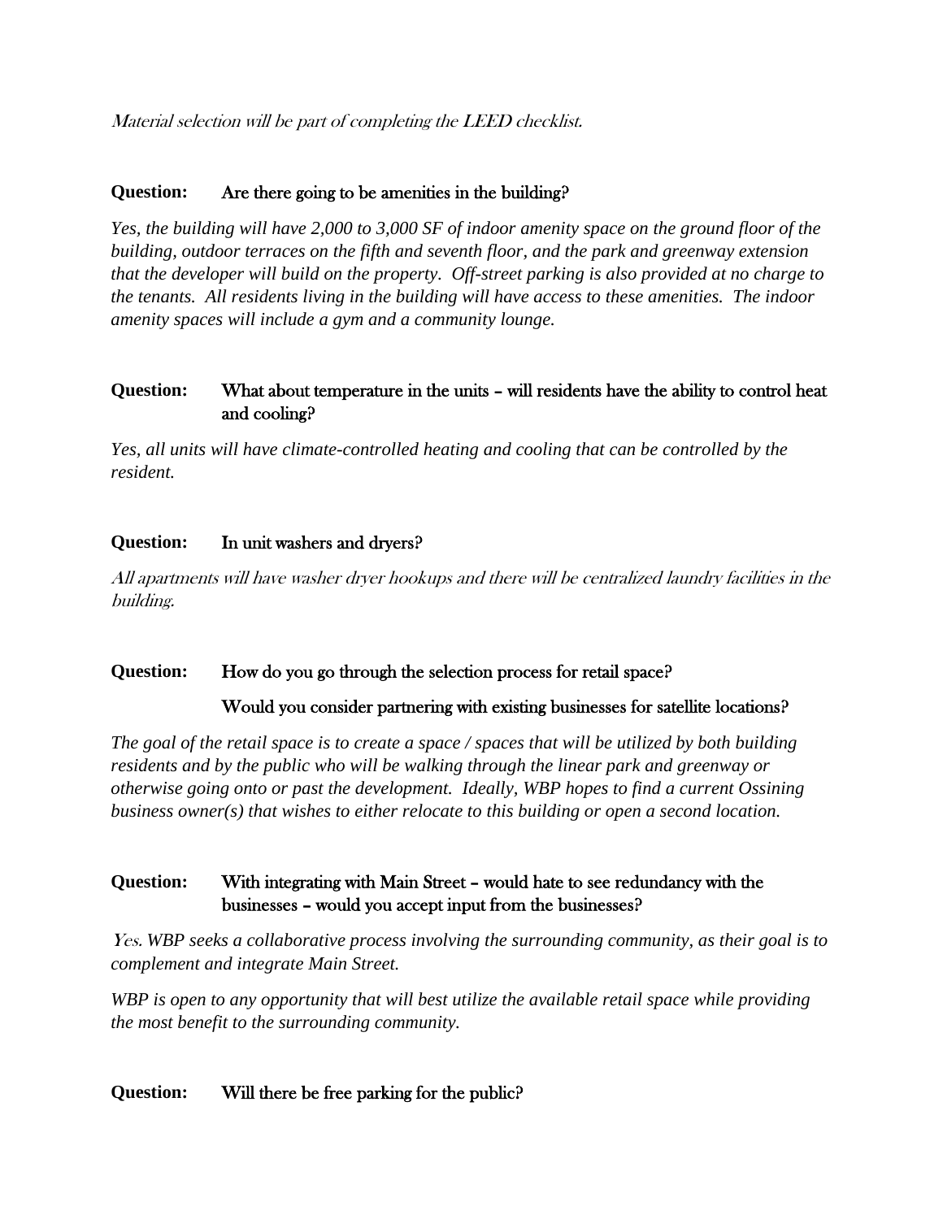*Material selection will be part of completing the LEED checklist.*

**Question:** Are there going to be amenities in the building?

*Yes, the building will have 2,000 to 3,000 SF of indoor amenity space on the ground floor of the building, outdoor terraces on the fifth and seventh floor, and the park and greenway extension that the developer will build on the property. Off-street parking is also provided at no charge to the tenants. All residents living in the building will have access to these amenities. The indoor amenity spaces will include a gym and a community lounge.*

**Question:** What about temperature in the units – will residents have the ability to control heat and cooling?

*Yes, all units will have climate-controlled heating and cooling that can be controlled by the resident.*

**Question:** In unit washers and dryers?

*All apartments will have washer dryer hookups and there will be centralized laundry facilities in the building.*

**Question:** How do you go through the selection process for retail space?

Would you consider partnering with existing businesses for satellite locations?

*The goal of the retail space is to create a space / spaces that will be utilized by both building residents and by the public who will be walking through the linear park and greenway or otherwise going onto or past the development. Ideally, WBP hopes to find a current Ossining business owner(s) that wishes to either relocate to this building or open a second location.*

**Question:** With integrating with Main Street – would hate to see redundancy with the businesses – would you accept input from the businesses?

*Yes. WBP seeks a collaborative process involving the surrounding community, as their goal is to complement and integrate Main Street.*

*WBP is open to any opportunity that will best utilize the available retail space while providing the most benefit to the surrounding community.*

**Question:** Will there be free parking for the public?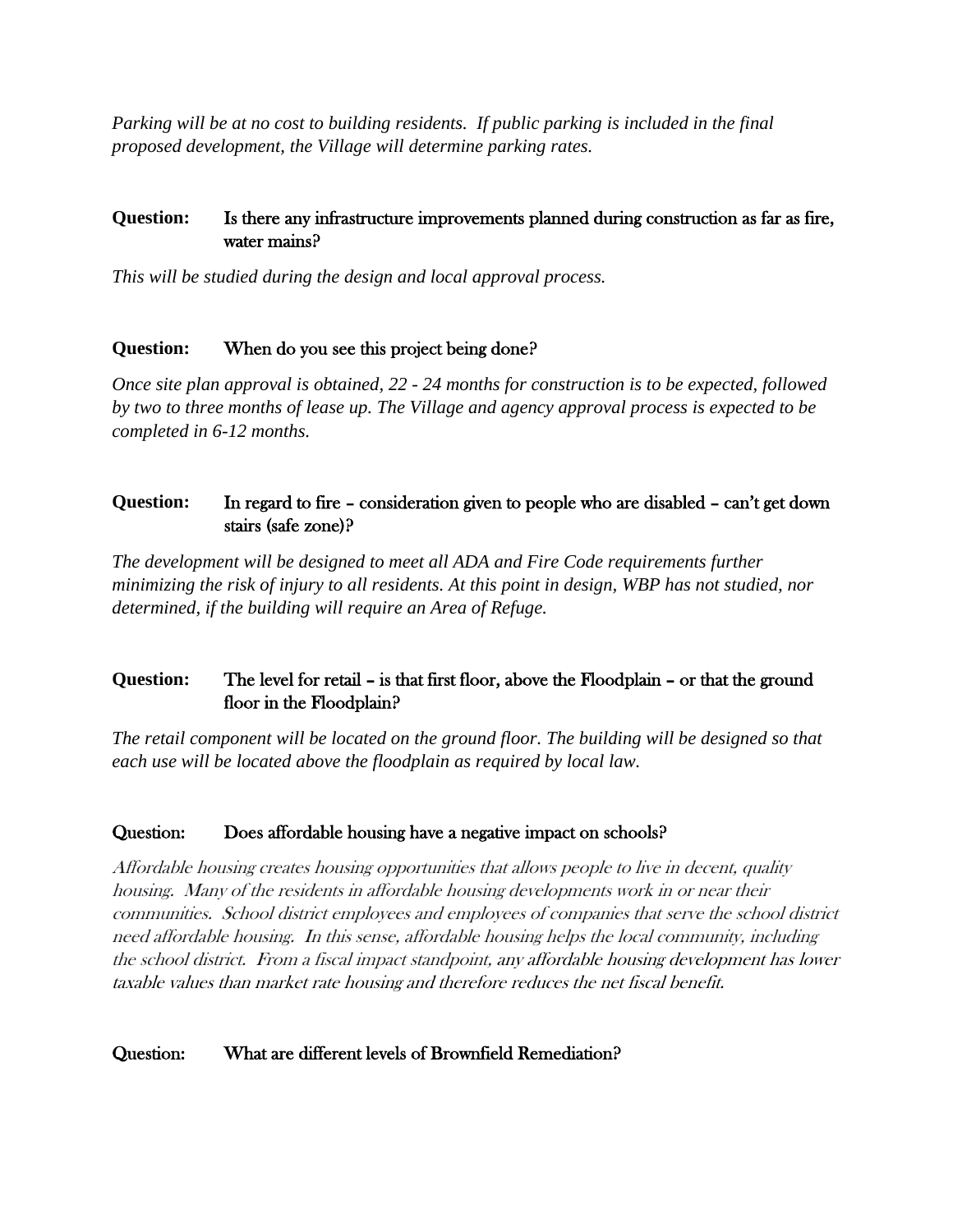*Parking will be at no cost to building residents. If public parking is included in the final proposed development, the Village will determine parking rates.*

**Question:** Is there any infrastructure improvements planned during construction as far as fire, water mains?

*This will be studied during the design and local approval process.*

**Question:** When do you see this project being done?

*Once site plan approval is obtained, 22 - 24 months for construction is to be expected, followed by two to three months of lease up. The Village and agency approval process is expected to be completed in 6-12 months.*

**Question:** In regard to fire – consideration given to people who are disabled – can't get down stairs (safe zone)?

*The development will be designed to meet all ADA and Fire Code requirements further minimizing the risk of injury to all residents. At this point in design, WBP has not studied, nor determined, if the building will require an Area of Refuge.*

**Question:** The level for retail – is that first floor, above the Floodplain – or that the ground floor in the Floodplain?

*The retail component will be located on the ground floor. The building will be designed so that each use will be located above the floodplain as required by local law.*

Question: Does affordable housing have a negative impact on schools?

*Affordable housing creates housing opportunities that allows people to live in decent, quality housing. Many of the residents in affordable housing developments work in or near their communities. School district employees and employees of companies that serve the school district need affordable housing. In this sense, affordable housing helps the local community, including the school district. From a fiscal impact standpoint, any affordable housing development has lower taxable values than market rate housing and therefore reduces the net fiscal benefit.*

Question: What are different levels of Brownfield Remediation?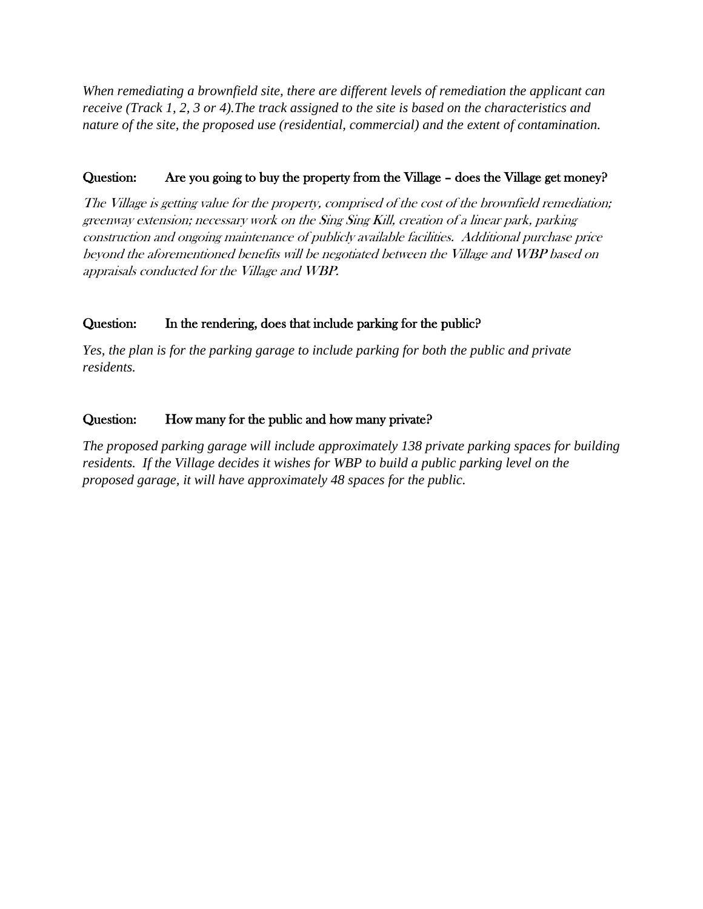*When remediating a brownfield site, there are different levels of remediation the applicant can receive (Track 1, 2, 3 or 4).The track assigned to the site is based on the characteristics and nature of the site, the proposed use (residential, commercial) and the extent of contamination.*

**Question:** Are you going to buy the property from the Village – does the Village get money?

*The Village is getting value for the property, comprised of the cost of the brownfield remediation; greenway extension; necessary work on the Sing Sing Kill, creation of a linear park, parking construction and ongoing maintenance of publicly available facilities. Additional purchase price beyond the aforementioned benefits will be negotiated between the Village and WBP based on appraisals conducted for the Village and WBP.*

**Question:** In the rendering, does that include parking for the public?

*Yes, the plan is for the parking garage to include parking for both the public and private residents.*

**Question:** How many for the public and how many private?

*The proposed parking garage will include approximately 138 private parking spaces for building residents. If the Village decides it wishes for WBP to build a public parking level on the proposed garage, it will have approximately 48 spaces for the public.*